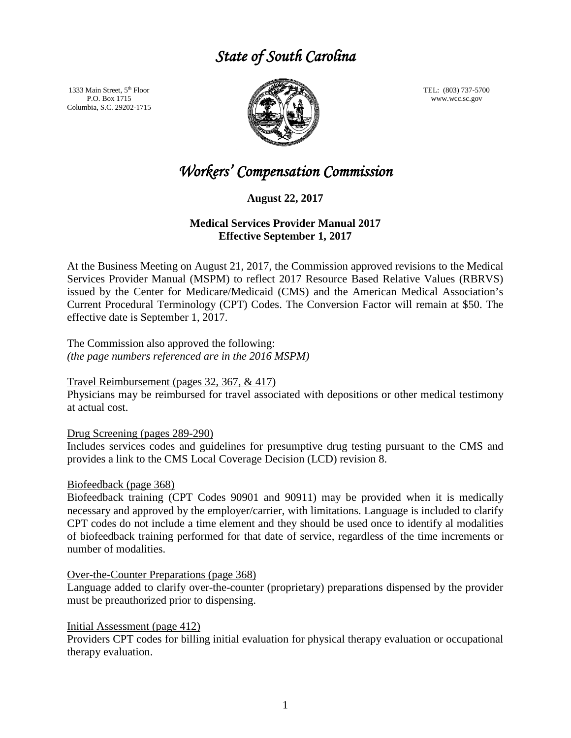# *State of South Carolina*

1333 Main Street, 5th Floor
P.O. Box 1715
Columbia, S.C. 29202-1715

TEL: (803) 737-5700
www.wcc.sc.gov

# *Workers' Compensation Commission*

**August 22, 2017**

**Medical Services Provider Manual 2017**
**Effective September 1, 2017**

At the Business Meeting on August 21, 2017, the Commission approved revisions to the Medical Services Provider Manual (MSPM) to reflect 2017 Resource Based Relative Values (RBRVS) issued by the Center for Medicare/Medicaid (CMS) and the American Medical Association's Current Procedural Terminology (CPT) Codes. The Conversion Factor will remain at $50. The effective date is September 1, 2017.

The Commission also approved the following:
*(the page numbers referenced are in the 2016 MSPM)*

Travel Reimbursement (pages 32, 367, & 417)
Physicians may be reimbursed for travel associated with depositions or other medical testimony at actual cost.

Drug Screening (pages 289-290)
Includes services codes and guidelines for presumptive drug testing pursuant to the CMS and provides a link to the CMS Local Coverage Decision (LCD) revision 8.

Biofeedback (page 368)
Biofeedback training (CPT Codes 90901 and 90911) may be provided when it is medically necessary and approved by the employer/carrier, with limitations. Language is included to clarify CPT codes do not include a time element and they should be used once to identify al modalities of biofeedback training performed for that date of service, regardless of the time increments or number of modalities.

Over-the-Counter Preparations (page 368)
Language added to clarify over-the-counter (proprietary) preparations dispensed by the provider must be preauthorized prior to dispensing.

Initial Assessment (page 412)
Providers CPT codes for billing initial evaluation for physical therapy evaluation or occupational therapy evaluation.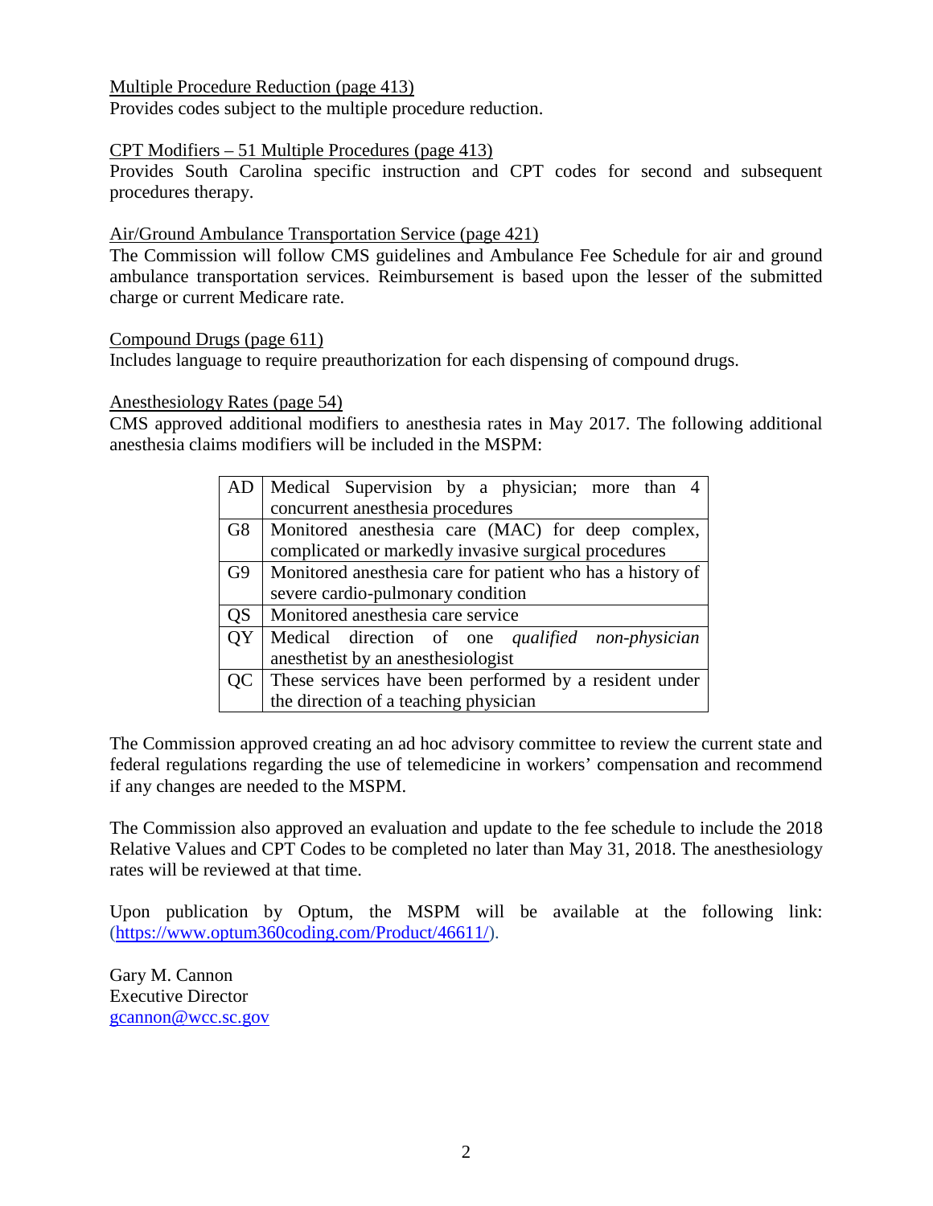Multiple Procedure Reduction (page 413)
Provides codes subject to the multiple procedure reduction.

CPT Modifiers – 51 Multiple Procedures (page 413)
Provides South Carolina specific instruction and CPT codes for second and subsequent procedures therapy.

Air/Ground Ambulance Transportation Service (page 421)
The Commission will follow CMS guidelines and Ambulance Fee Schedule for air and ground ambulance transportation services. Reimbursement is based upon the lesser of the submitted charge or current Medicare rate.

Compound Drugs (page 611)
Includes language to require preauthorization for each dispensing of compound drugs.

Anesthesiology Rates (page 54)
CMS approved additional modifiers to anesthesia rates in May 2017. The following additional anesthesia claims modifiers will be included in the MSPM:

| | |
|---|---|
| AD | Medical Supervision by a physician; more than 4 concurrent anesthesia procedures |
| G8 | Monitored anesthesia care (MAC) for deep complex, complicated or markedly invasive surgical procedures |
| G9 | Monitored anesthesia care for patient who has a history of severe cardio-pulmonary condition |
| QS | Monitored anesthesia care service |
| QY | Medical direction of one *qualified non-physician* anesthetist by an anesthesiologist |
| QC | These services have been performed by a resident under the direction of a teaching physician |

The Commission approved creating an ad hoc advisory committee to review the current state and federal regulations regarding the use of telemedicine in workers' compensation and recommend if any changes are needed to the MSPM.

The Commission also approved an evaluation and update to the fee schedule to include the 2018 Relative Values and CPT Codes to be completed no later than May 31, 2018. The anesthesiology rates will be reviewed at that time.

Upon publication by Optum, the MSPM will be available at the following link: (https://www.optum360coding.com/Product/46611/).

Gary M. Cannon
Executive Director
gcannon@wcc.sc.gov